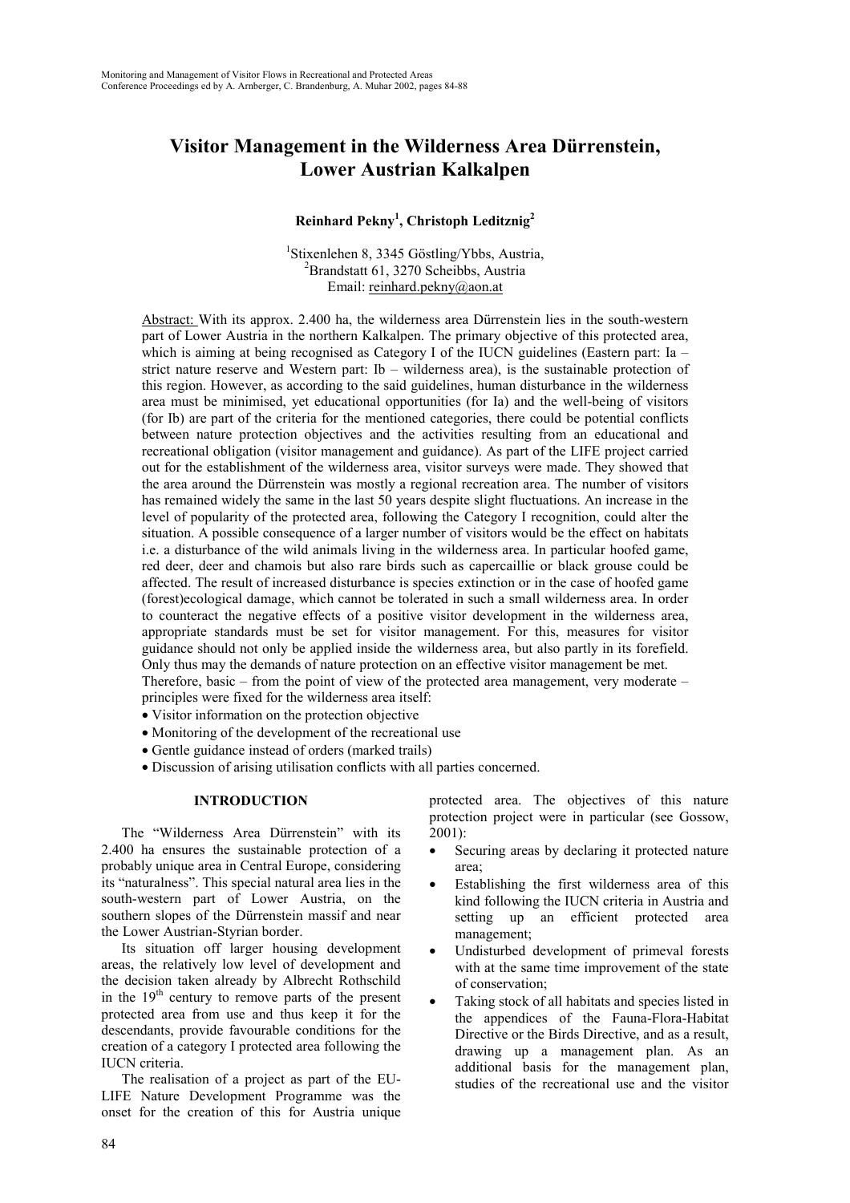# Visitor Management in the Wilderness Area Dürrenstein, Lower Austrian Kalkalpen

**Reinhard Pekny[1], Christoph Leditznig[2]**

[1]Stixenlehen 8, 3345 Göstling/Ybbs, Austria,
[2]Brandstatt 61, 3270 Scheibbs, Austria
Email: reinhard.pekny@aon.at

Abstract: With its approx. 2.400 ha, the wilderness area Dürrenstein lies in the south-western part of Lower Austria in the northern Kalkalpen. The primary objective of this protected area, which is aiming at being recognised as Category I of the IUCN guidelines (Eastern part: Ia – strict nature reserve and Western part: Ib – wilderness area), is the sustainable protection of this region. However, as according to the said guidelines, human disturbance in the wilderness area must be minimised, yet educational opportunities (for Ia) and the well-being of visitors (for Ib) are part of the criteria for the mentioned categories, there could be potential conflicts between nature protection objectives and the activities resulting from an educational and recreational obligation (visitor management and guidance). As part of the LIFE project carried out for the establishment of the wilderness area, visitor surveys were made. They showed that the area around the Dürrenstein was mostly a regional recreation area. The number of visitors has remained widely the same in the last 50 years despite slight fluctuations. An increase in the level of popularity of the protected area, following the Category I recognition, could alter the situation. A possible consequence of a larger number of visitors would be the effect on habitats i.e. a disturbance of the wild animals living in the wilderness area. In particular hoofed game, red deer, deer and chamois but also rare birds such as capercaillie or black grouse could be affected. The result of increased disturbance is species extinction or in the case of hoofed game (forest)ecological damage, which cannot be tolerated in such a small wilderness area. In order to counteract the negative effects of a positive visitor development in the wilderness area, appropriate standards must be set for visitor management. For this, measures for visitor guidance should not only be applied inside the wilderness area, but also partly in its forefield. Only thus may the demands of nature protection on an effective visitor management be met.
Therefore, basic – from the point of view of the protected area management, very moderate – principles were fixed for the wilderness area itself:

- Visitor information on the protection objective
- Monitoring of the development of the recreational use
- Gentle guidance instead of orders (marked trails)
- Discussion of arising utilisation conflicts with all parties concerned.

## INTRODUCTION

The "Wilderness Area Dürrenstein" with its 2.400 ha ensures the sustainable protection of a probably unique area in Central Europe, considering its "naturalness". This special natural area lies in the south-western part of Lower Austria, on the southern slopes of the Dürrenstein massif and near the Lower Austrian-Styrian border.

Its situation off larger housing development areas, the relatively low level of development and the decision taken already by Albrecht Rothschild in the 19th century to remove parts of the present protected area from use and thus keep it for the descendants, provide favourable conditions for the creation of a category I protected area following the IUCN criteria.

The realisation of a project as part of the EU-LIFE Nature Development Programme was the onset for the creation of this for Austria unique protected area. The objectives of this nature protection project were in particular (see Gossow, 2001):

- Securing areas by declaring it protected nature area;
- Establishing the first wilderness area of this kind following the IUCN criteria in Austria and setting up an efficient protected area management;
- Undisturbed development of primeval forests with at the same time improvement of the state of conservation;
- Taking stock of all habitats and species listed in the appendices of the Fauna-Flora-Habitat Directive or the Birds Directive, and as a result, drawing up a management plan. As an additional basis for the management plan, studies of the recreational use and the visitor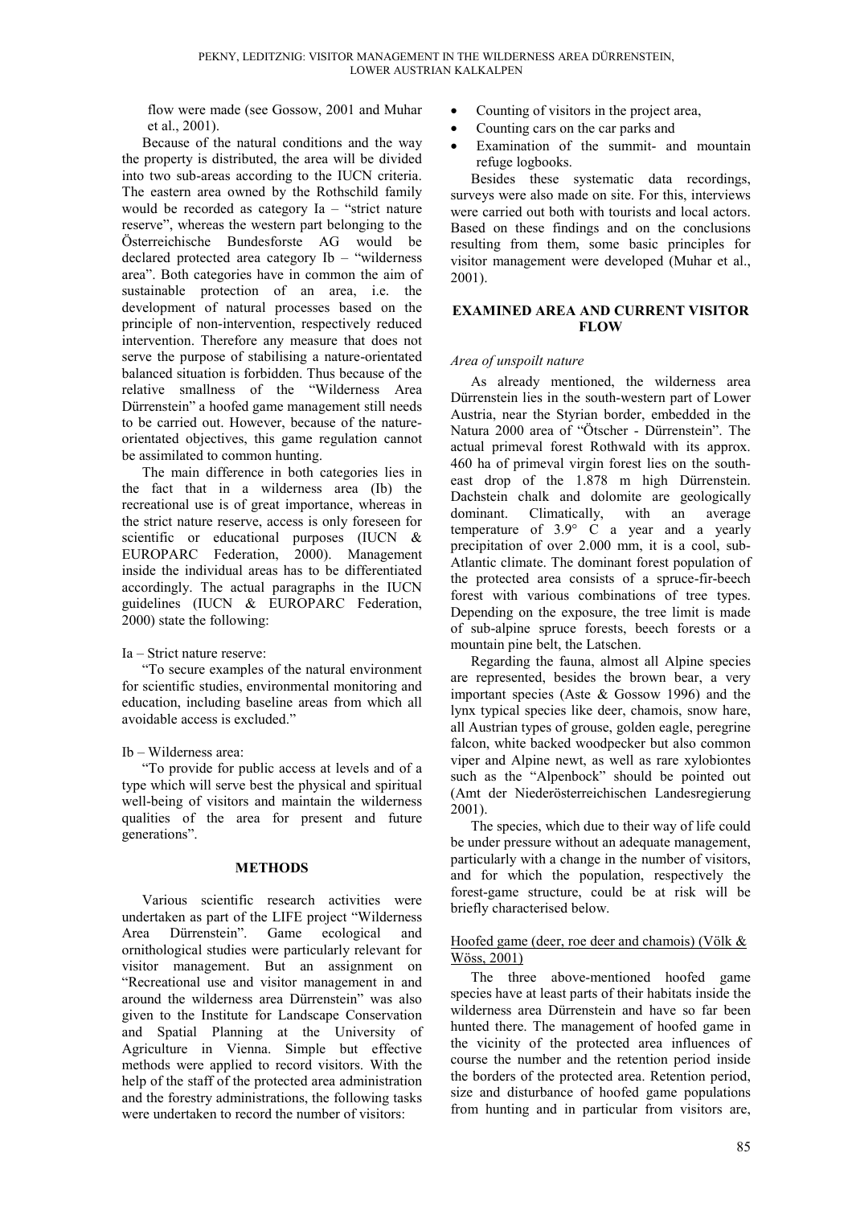flow were made (see Gossow, 2001 and Muhar et al., 2001).

Because of the natural conditions and the way the property is distributed, the area will be divided into two sub-areas according to the IUCN criteria. The eastern area owned by the Rothschild family would be recorded as category Ia – "strict nature reserve", whereas the western part belonging to the Österreichische Bundesforste AG would be declared protected area category Ib – "wilderness area". Both categories have in common the aim of sustainable protection of an area, i.e. the development of natural processes based on the principle of non-intervention, respectively reduced intervention. Therefore any measure that does not serve the purpose of stabilising a nature-orientated balanced situation is forbidden. Thus because of the relative smallness of the "Wilderness Area Dürrenstein" a hoofed game management still needs to be carried out. However, because of the nature-orientated objectives, this game regulation cannot be assimilated to common hunting.

The main difference in both categories lies in the fact that in a wilderness area (Ib) the recreational use is of great importance, whereas in the strict nature reserve, access is only foreseen for scientific or educational purposes (IUCN & EUROPARC Federation, 2000). Management inside the individual areas has to be differentiated accordingly. The actual paragraphs in the IUCN guidelines (IUCN & EUROPARC Federation, 2000) state the following:

Ia – Strict nature reserve:

"To secure examples of the natural environment for scientific studies, environmental monitoring and education, including baseline areas from which all avoidable access is excluded."

Ib – Wilderness area:

"To provide for public access at levels and of a type which will serve best the physical and spiritual well-being of visitors and maintain the wilderness qualities of the area for present and future generations".

## METHODS

Various scientific research activities were undertaken as part of the LIFE project "Wilderness Area Dürrenstein". Game ecological and ornithological studies were particularly relevant for visitor management. But an assignment on "Recreational use and visitor management in and around the wilderness area Dürrenstein" was also given to the Institute for Landscape Conservation and Spatial Planning at the University of Agriculture in Vienna. Simple but effective methods were applied to record visitors. With the help of the staff of the protected area administration and the forestry administrations, the following tasks were undertaken to record the number of visitors:

- Counting of visitors in the project area,
- Counting cars on the car parks and
- Examination of the summit- and mountain refuge logbooks.

Besides these systematic data recordings, surveys were also made on site. For this, interviews were carried out both with tourists and local actors. Based on these findings and on the conclusions resulting from them, some basic principles for visitor management were developed (Muhar et al., 2001).

## EXAMINED AREA AND CURRENT VISITOR FLOW

### *Area of unspoilt nature*

As already mentioned, the wilderness area Dürrenstein lies in the south-western part of Lower Austria, near the Styrian border, embedded in the Natura 2000 area of "Ötscher - Dürrenstein". The actual primeval forest Rothwald with its approx. 460 ha of primeval virgin forest lies on the south-east drop of the 1.878 m high Dürrenstein. Dachstein chalk and dolomite are geologically dominant. Climatically, with an average temperature of 3.9° C a year and a yearly precipitation of over 2.000 mm, it is a cool, sub-Atlantic climate. The dominant forest population of the protected area consists of a spruce-fir-beech forest with various combinations of tree types. Depending on the exposure, the tree limit is made of sub-alpine spruce forests, beech forests or a mountain pine belt, the Latschen.

Regarding the fauna, almost all Alpine species are represented, besides the brown bear, a very important species (Aste & Gossow 1996) and the lynx typical species like deer, chamois, snow hare, all Austrian types of grouse, golden eagle, peregrine falcon, white backed woodpecker but also common viper and Alpine newt, as well as rare xylobiontes such as the "Alpenbock" should be pointed out (Amt der Niederösterreichischen Landesregierung 2001).

The species, which due to their way of life could be under pressure without an adequate management, particularly with a change in the number of visitors, and for which the population, respectively the forest-game structure, could be at risk will be briefly characterised below.

#### Hoofed game (deer, roe deer and chamois) (Völk & Wöss, 2001)

The three above-mentioned hoofed game species have at least parts of their habitats inside the wilderness area Dürrenstein and have so far been hunted there. The management of hoofed game in the vicinity of the protected area influences of course the number and the retention period inside the borders of the protected area. Retention period, size and disturbance of hoofed game populations from hunting and in particular from visitors are,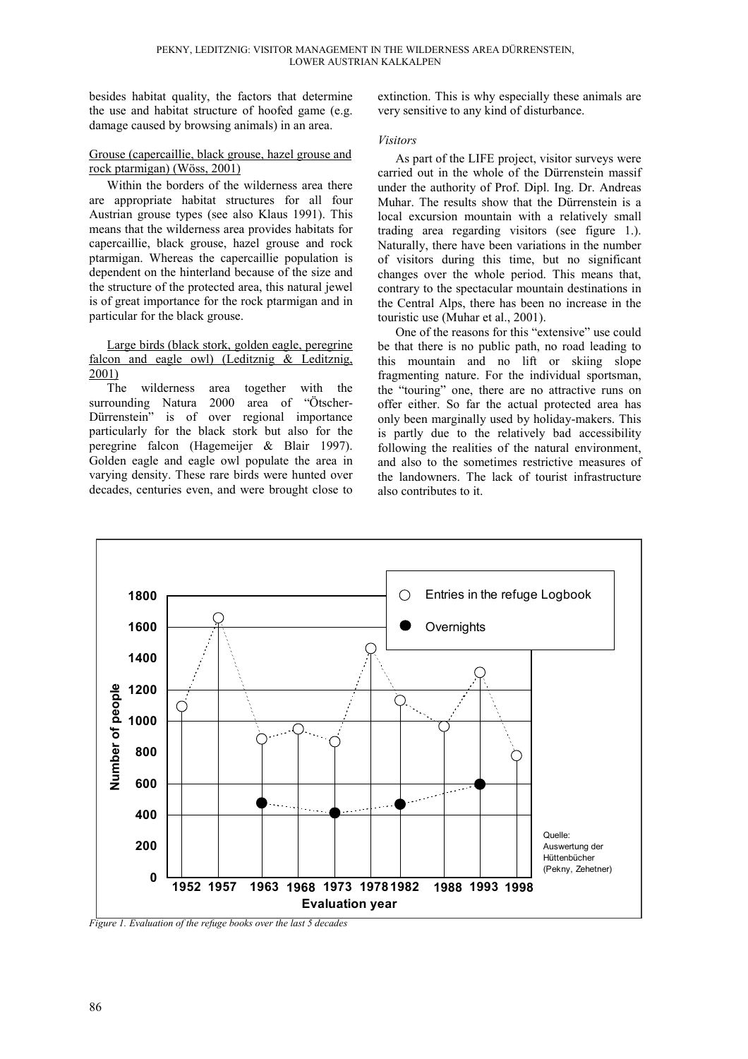besides habitat quality, the factors that determine the use and habitat structure of hoofed game (e.g. damage caused by browsing animals) in an area.

Grouse (capercaillie, black grouse, hazel grouse and rock ptarmigan) (Wöss, 2001)

Within the borders of the wilderness area there are appropriate habitat structures for all four Austrian grouse types (see also Klaus 1991). This means that the wilderness area provides habitats for capercaillie, black grouse, hazel grouse and rock ptarmigan. Whereas the capercaillie population is dependent on the hinterland because of the size and the structure of the protected area, this natural jewel is of great importance for the rock ptarmigan and in particular for the black grouse.

Large birds (black stork, golden eagle, peregrine falcon and eagle owl) (Leditznig & Leditznig, 2001)

The wilderness area together with the surrounding Natura 2000 area of "Ötscher-Dürrenstein" is of over regional importance particularly for the black stork but also for the peregrine falcon (Hagemeijer & Blair 1997). Golden eagle and eagle owl populate the area in varying density. These rare birds were hunted over decades, centuries even, and were brought close to extinction. This is why especially these animals are very sensitive to any kind of disturbance.

*Visitors*

As part of the LIFE project, visitor surveys were carried out in the whole of the Dürrenstein massif under the authority of Prof. Dipl. Ing. Dr. Andreas Muhar. The results show that the Dürrenstein is a local excursion mountain with a relatively small trading area regarding visitors (see figure 1.). Naturally, there have been variations in the number of visitors during this time, but no significant changes over the whole period. This means that, contrary to the spectacular mountain destinations in the Central Alps, there has been no increase in the touristic use (Muhar et al., 2001).

One of the reasons for this "extensive" use could be that there is no public path, no road leading to this mountain and no lift or skiing slope fragmenting nature. For the individual sportsman, the "touring" one, there are no attractive runs on offer either. So far the actual protected area has only been marginally used by holiday-makers. This is partly due to the relatively bad accessibility following the realities of the natural environment, and also to the sometimes restrictive measures of the landowners. The lack of tourist infrastructure also contributes to it.

*Figure 1. Evaluation of the refuge books over the last 5 decades*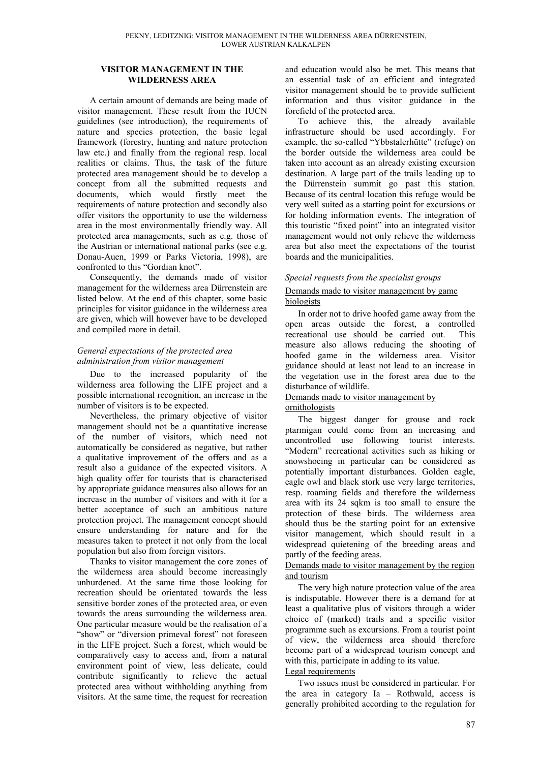## VISITOR MANAGEMENT IN THE WILDERNESS AREA

A certain amount of demands are being made of visitor management. These result from the IUCN guidelines (see introduction), the requirements of nature and species protection, the basic legal framework (forestry, hunting and nature protection law etc.) and finally from the regional resp. local realities or claims. Thus, the task of the future protected area management should be to develop a concept from all the submitted requests and documents, which would firstly meet the requirements of nature protection and secondly also offer visitors the opportunity to use the wilderness area in the most environmentally friendly way. All protected area managements, such as e.g. those of the Austrian or international national parks (see e.g. Donau-Auen, 1999 or Parks Victoria, 1998), are confronted to this "Gordian knot".

Consequently, the demands made of visitor management for the wilderness area Dürrenstein are listed below. At the end of this chapter, some basic principles for visitor guidance in the wilderness area are given, which will however have to be developed and compiled more in detail.

### *General expectations of the protected area administration from visitor management*

Due to the increased popularity of the wilderness area following the LIFE project and a possible international recognition, an increase in the number of visitors is to be expected.

Nevertheless, the primary objective of visitor management should not be a quantitative increase of the number of visitors, which need not automatically be considered as negative, but rather a qualitative improvement of the offers and as a result also a guidance of the expected visitors. A high quality offer for tourists that is characterised by appropriate guidance measures also allows for an increase in the number of visitors and with it for a better acceptance of such an ambitious nature protection project. The management concept should ensure understanding for nature and for the measures taken to protect it not only from the local population but also from foreign visitors.

Thanks to visitor management the core zones of the wilderness area should become increasingly unburdened. At the same time those looking for recreation should be orientated towards the less sensitive border zones of the protected area, or even towards the areas surrounding the wilderness area. One particular measure would be the realisation of a "show" or "diversion primeval forest" not foreseen in the LIFE project. Such a forest, which would be comparatively easy to access and, from a natural environment point of view, less delicate, could contribute significantly to relieve the actual protected area without withholding anything from visitors. At the same time, the request for recreation and education would also be met. This means that an essential task of an efficient and integrated visitor management should be to provide sufficient information and thus visitor guidance in the forefield of the protected area.

To achieve this, the already available infrastructure should be used accordingly. For example, the so-called "Ybbstalerhütte" (refuge) on the border outside the wilderness area could be taken into account as an already existing excursion destination. A large part of the trails leading up to the Dürrenstein summit go past this station. Because of its central location this refuge would be very well suited as a starting point for excursions or for holding information events. The integration of this touristic "fixed point" into an integrated visitor management would not only relieve the wilderness area but also meet the expectations of the tourist boards and the municipalities.

### *Special requests from the specialist groups*

#### Demands made to visitor management by game biologists

In order not to drive hoofed game away from the open areas outside the forest, a controlled recreational use should be carried out. This measure also allows reducing the shooting of hoofed game in the wilderness area. Visitor guidance should at least not lead to an increase in the vegetation use in the forest area due to the disturbance of wildlife.

#### Demands made to visitor management by ornithologists

The biggest danger for grouse and rock ptarmigan could come from an increasing and uncontrolled use following tourist interests. "Modern" recreational activities such as hiking or snowshoeing in particular can be considered as potentially important disturbances. Golden eagle, eagle owl and black stork use very large territories, resp. roaming fields and therefore the wilderness area with its 24 sqkm is too small to ensure the protection of these birds. The wilderness area should thus be the starting point for an extensive visitor management, which should result in a widespread quietening of the breeding areas and partly of the feeding areas.

#### Demands made to visitor management by the region and tourism

The very high nature protection value of the area is indisputable. However there is a demand for at least a qualitative plus of visitors through a wider choice of (marked) trails and a specific visitor programme such as excursions. From a tourist point of view, the wilderness area should therefore become part of a widespread tourism concept and with this, participate in adding to its value.

#### Legal requirements

Two issues must be considered in particular. For the area in category Ia – Rothwald, access is generally prohibited according to the regulation for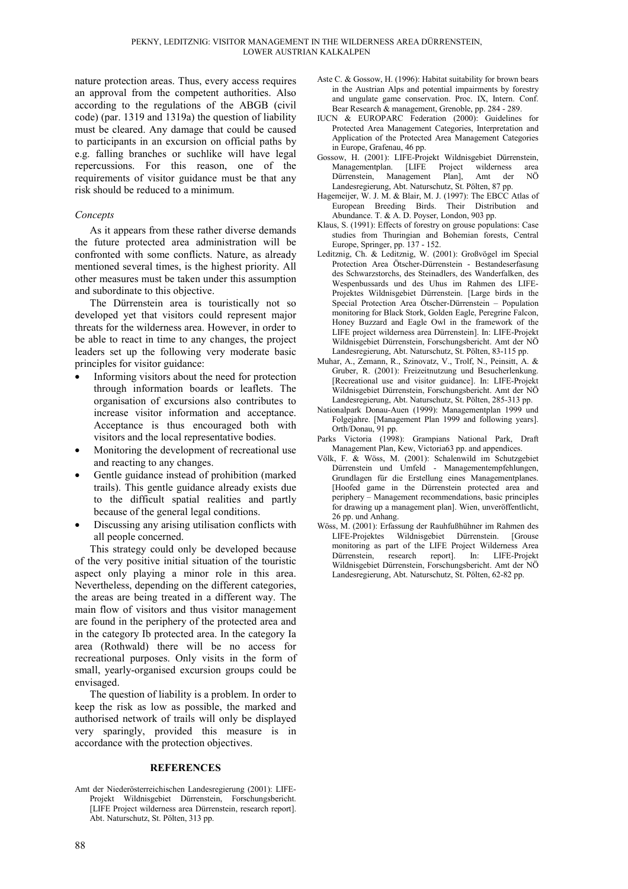nature protection areas. Thus, every access requires an approval from the competent authorities. Also according to the regulations of the ABGB (civil code) (par. 1319 and 1319a) the question of liability must be cleared. Any damage that could be caused to participants in an excursion on official paths by e.g. falling branches or suchlike will have legal repercussions. For this reason, one of the requirements of visitor guidance must be that any risk should be reduced to a minimum.

### *Concepts*

As it appears from these rather diverse demands the future protected area administration will be confronted with some conflicts. Nature, as already mentioned several times, is the highest priority. All other measures must be taken under this assumption and subordinate to this objective.

The Dürrenstein area is touristically not so developed yet that visitors could represent major threats for the wilderness area. However, in order to be able to react in time to any changes, the project leaders set up the following very moderate basic principles for visitor guidance:

- Informing visitors about the need for protection through information boards or leaflets. The organisation of excursions also contributes to increase visitor information and acceptance. Acceptance is thus encouraged both with visitors and the local representative bodies.
- Monitoring the development of recreational use and reacting to any changes.
- Gentle guidance instead of prohibition (marked trails). This gentle guidance already exists due to the difficult spatial realities and partly because of the general legal conditions.
- Discussing any arising utilisation conflicts with all people concerned.

This strategy could only be developed because of the very positive initial situation of the touristic aspect only playing a minor role in this area. Nevertheless, depending on the different categories, the areas are being treated in a different way. The main flow of visitors and thus visitor management are found in the periphery of the protected area and in the category Ib protected area. In the category Ia area (Rothwald) there will be no access for recreational purposes. Only visits in the form of small, yearly-organised excursion groups could be envisaged.

The question of liability is a problem. In order to keep the risk as low as possible, the marked and authorised network of trails will only be displayed very sparingly, provided this measure is in accordance with the protection objectives.

## REFERENCES

Amt der Niederösterreichischen Landesregierung (2001): LIFE-Projekt Wildnisgebiet Dürrenstein, Forschungsbericht. [LIFE Project wilderness area Dürrenstein, research report]. Abt. Naturschutz, St. Pölten, 313 pp.

Aste C. & Gossow, H. (1996): Habitat suitability for brown bears in the Austrian Alps and potential impairments by forestry and ungulate game conservation. Proc. IX, Intern. Conf. Bear Research & management, Grenoble, pp. 284 - 289.

IUCN & EUROPARC Federation (2000): Guidelines for Protected Area Management Categories, Interpretation and Application of the Protected Area Management Categories in Europe, Grafenau, 46 pp.

Gossow, H. (2001): LIFE-Projekt Wildnisgebiet Dürrenstein, Managementplan. [LIFE Project wilderness area Dürrenstein, Management Plan], Amt der NÖ Landesregierung, Abt. Naturschutz, St. Pölten, 87 pp.

Hagemeijer, W. J. M. & Blair, M. J. (1997): The EBCC Atlas of European Breeding Birds. Their Distribution and Abundance. T. & A. D. Poyser, London, 903 pp.

Klaus, S. (1991): Effects of forestry on grouse populations: Case studies from Thuringian and Bohemian forests, Central Europe, Springer, pp. 137 - 152.

Leditznig, Ch. & Leditznig, W. (2001): Großvögel im Special Protection Area Ötscher-Dürrenstein - Bestandeserfasung des Schwarzstorchs, des Steinadlers, des Wanderfalken, des Wespenbussards und des Uhus im Rahmen des LIFE-Projektes Wildnisgebiet Dürrenstein. [Large birds in the Special Protection Area Ötscher-Dürrenstein – Population monitoring for Black Stork, Golden Eagle, Peregrine Falcon, Honey Buzzard and Eagle Owl in the framework of the LIFE project wilderness area Dürrenstein]. In: LIFE-Projekt Wildnisgebiet Dürrenstein, Forschungsbericht. Amt der NÖ Landesregierung, Abt. Naturschutz, St. Pölten, 83-115 pp.

Muhar, A., Zemann, R., Szinovatz, V., Trolf, N., Peinsitt, A. & Gruber, R. (2001): Freizeitnutzung und Besucherlenkung. [Recreational use and visitor guidance]. In: LIFE-Projekt Wildnisgebiet Dürrenstein, Forschungsbericht. Amt der NÖ Landesregierung, Abt. Naturschutz, St. Pölten, 285-313 pp.

Nationalpark Donau-Auen (1999): Managementplan 1999 und Folgejahre. [Management Plan 1999 and following years]. Orth/Donau, 91 pp.

Parks Victoria (1998): Grampians National Park, Draft Management Plan, Kew, Victoria63 pp. and appendices.

Völk, F. & Wöss, M. (2001): Schalenwild im Schutzgebiet Dürrenstein und Umfeld - Managementempfehlungen, Grundlagen für die Erstellung eines Managementplanes. [Hoofed game in the Dürrenstein protected area and periphery – Management recommendations, basic principles for drawing up a management plan]. Wien, unveröffentlicht, 26 pp. und Anhang.

Wöss, M. (2001): Erfassung der Rauhfußhühner im Rahmen des LIFE-Projektes Wildnisgebiet Dürrenstein. [Grouse monitoring as part of the LIFE Project Wilderness Area Dürrenstein, research report]. In: LIFE-Projekt Wildnisgebiet Dürrenstein, Forschungsbericht. Amt der NÖ Landesregierung, Abt. Naturschutz, St. Pölten, 62-82 pp.